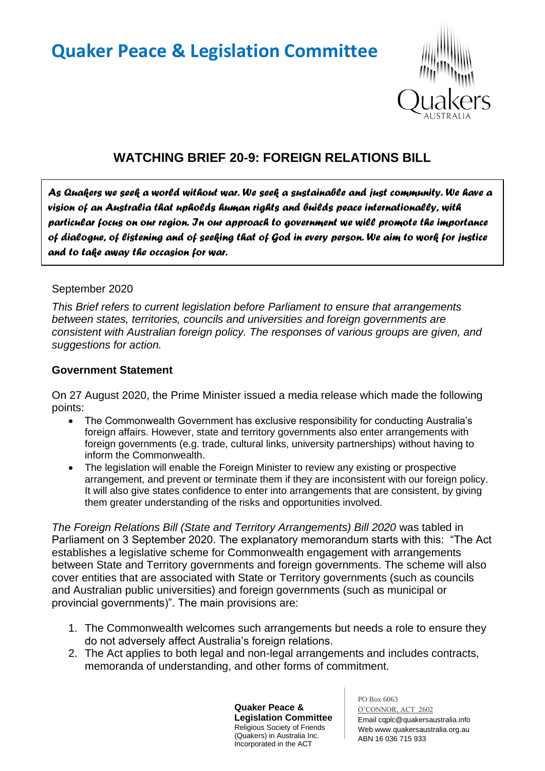# Quaker Peace & Legislation Committee

## WATCHING BRIEF 20-9: FOREIGN RELATIONS BILL

> *As Quakers we seek a world without war. We seek a sustainable and just community. We have a vision of an Australia that upholds human rights and builds peace internationally, with particular focus on our region. In our approach to government we will promote the importance of dialogue, of listening and of seeking that of God in every person. We aim to work for justice and to take away the occasion for war.*

September 2020

*This Brief refers to current legislation before Parliament to ensure that arrangements between states, territories, councils and universities and foreign governments are consistent with Australian foreign policy. The responses of various groups are given, and suggestions for action.*

### Government Statement

On 27 August 2020, the Prime Minister issued a media release which made the following points:

- The Commonwealth Government has exclusive responsibility for conducting Australia's foreign affairs. However, state and territory governments also enter arrangements with foreign governments (e.g. trade, cultural links, university partnerships) without having to inform the Commonwealth.
- The legislation will enable the Foreign Minister to review any existing or prospective arrangement, and prevent or terminate them if they are inconsistent with our foreign policy. It will also give states confidence to enter into arrangements that are consistent, by giving them greater understanding of the risks and opportunities involved.

*The Foreign Relations Bill (State and Territory Arrangements) Bill 2020* was tabled in Parliament on 3 September 2020. The explanatory memorandum starts with this: "The Act establishes a legislative scheme for Commonwealth engagement with arrangements between State and Territory governments and foreign governments. The scheme will also cover entities that are associated with State or Territory governments (such as councils and Australian public universities) and foreign governments (such as municipal or provincial governments)". The main provisions are:

1. The Commonwealth welcomes such arrangements but needs a role to ensure they do not adversely affect Australia's foreign relations.
2. The Act applies to both legal and non-legal arrangements and includes contracts, memoranda of understanding, and other forms of commitment.

**Quaker Peace & Legislation Committee**
Religious Society of Friends (Quakers) in Australia Inc.
Incorporated in the ACT

PO Box 6063
O'CONNOR, ACT 2602
Email cqplc@quakersaustralia.info
Web www.quakersaustralia.org.au
ABN 16 036 715 933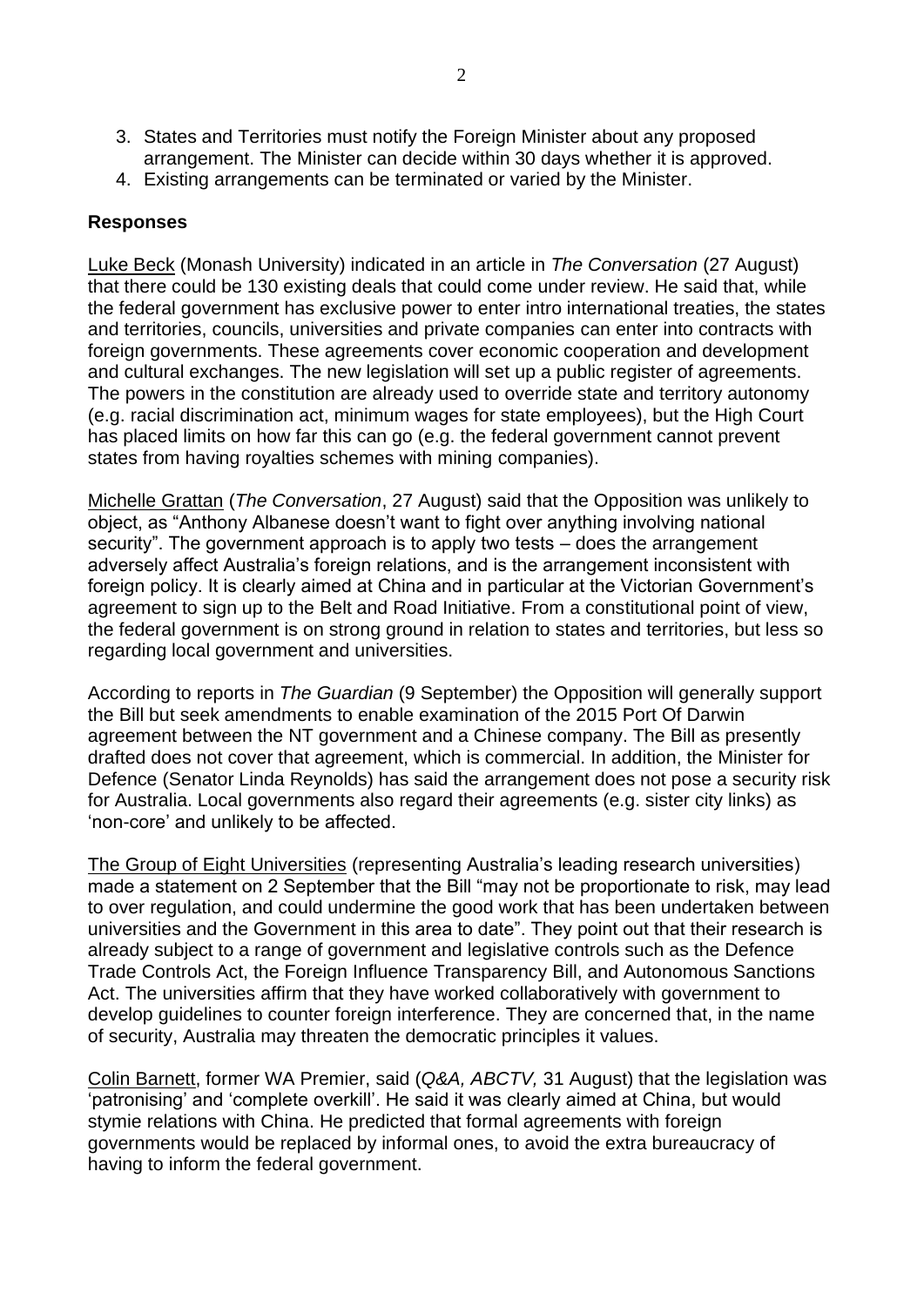3. States and Territories must notify the Foreign Minister about any proposed arrangement. The Minister can decide within 30 days whether it is approved.
4. Existing arrangements can be terminated or varied by the Minister.

**Responses**

Luke Beck (Monash University) indicated in an article in *The Conversation* (27 August) that there could be 130 existing deals that could come under review. He said that, while the federal government has exclusive power to enter intro international treaties, the states and territories, councils, universities and private companies can enter into contracts with foreign governments. These agreements cover economic cooperation and development and cultural exchanges. The new legislation will set up a public register of agreements. The powers in the constitution are already used to override state and territory autonomy (e.g. racial discrimination act, minimum wages for state employees), but the High Court has placed limits on how far this can go (e.g. the federal government cannot prevent states from having royalties schemes with mining companies).

Michelle Grattan (*The Conversation*, 27 August) said that the Opposition was unlikely to object, as "Anthony Albanese doesn't want to fight over anything involving national security". The government approach is to apply two tests – does the arrangement adversely affect Australia's foreign relations, and is the arrangement inconsistent with foreign policy. It is clearly aimed at China and in particular at the Victorian Government's agreement to sign up to the Belt and Road Initiative. From a constitutional point of view, the federal government is on strong ground in relation to states and territories, but less so regarding local government and universities.

According to reports in *The Guardian* (9 September) the Opposition will generally support the Bill but seek amendments to enable examination of the 2015 Port Of Darwin agreement between the NT government and a Chinese company. The Bill as presently drafted does not cover that agreement, which is commercial. In addition, the Minister for Defence (Senator Linda Reynolds) has said the arrangement does not pose a security risk for Australia. Local governments also regard their agreements (e.g. sister city links) as 'non-core' and unlikely to be affected.

The Group of Eight Universities (representing Australia's leading research universities) made a statement on 2 September that the Bill "may not be proportionate to risk, may lead to over regulation, and could undermine the good work that has been undertaken between universities and the Government in this area to date". They point out that their research is already subject to a range of government and legislative controls such as the Defence Trade Controls Act, the Foreign Influence Transparency Bill, and Autonomous Sanctions Act. The universities affirm that they have worked collaboratively with government to develop guidelines to counter foreign interference. They are concerned that, in the name of security, Australia may threaten the democratic principles it values.

Colin Barnett, former WA Premier, said (*Q&A, ABCTV,* 31 August) that the legislation was 'patronising' and 'complete overkill'. He said it was clearly aimed at China, but would stymie relations with China. He predicted that formal agreements with foreign governments would be replaced by informal ones, to avoid the extra bureaucracy of having to inform the federal government.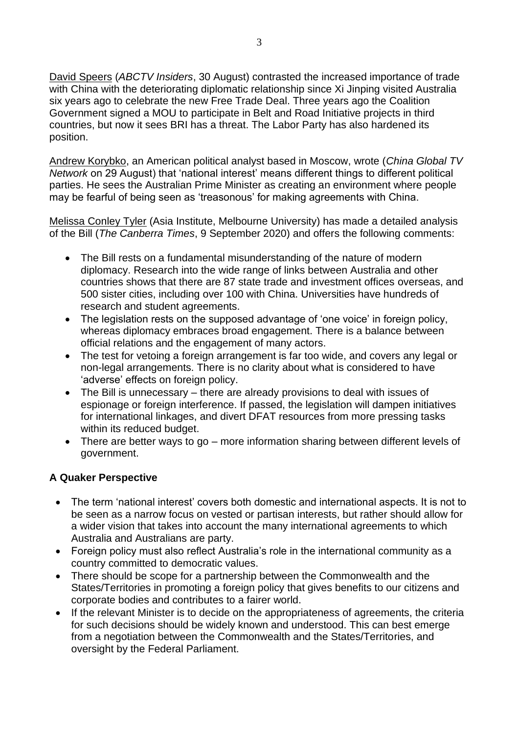David Speers (*ABCTV Insiders*, 30 August) contrasted the increased importance of trade with China with the deteriorating diplomatic relationship since Xi Jinping visited Australia six years ago to celebrate the new Free Trade Deal. Three years ago the Coalition Government signed a MOU to participate in Belt and Road Initiative projects in third countries, but now it sees BRI has a threat. The Labor Party has also hardened its position.

Andrew Korybko, an American political analyst based in Moscow, wrote (*China Global TV Network* on 29 August) that 'national interest' means different things to different political parties. He sees the Australian Prime Minister as creating an environment where people may be fearful of being seen as 'treasonous' for making agreements with China.

Melissa Conley Tyler (Asia Institute, Melbourne University) has made a detailed analysis of the Bill (*The Canberra Times*, 9 September 2020) and offers the following comments:

- The Bill rests on a fundamental misunderstanding of the nature of modern diplomacy. Research into the wide range of links between Australia and other countries shows that there are 87 state trade and investment offices overseas, and 500 sister cities, including over 100 with China. Universities have hundreds of research and student agreements.
- The legislation rests on the supposed advantage of 'one voice' in foreign policy, whereas diplomacy embraces broad engagement. There is a balance between official relations and the engagement of many actors.
- The test for vetoing a foreign arrangement is far too wide, and covers any legal or non-legal arrangements. There is no clarity about what is considered to have 'adverse' effects on foreign policy.
- The Bill is unnecessary – there are already provisions to deal with issues of espionage or foreign interference. If passed, the legislation will dampen initiatives for international linkages, and divert DFAT resources from more pressing tasks within its reduced budget.
- There are better ways to go – more information sharing between different levels of government.

**A Quaker Perspective**

- The term 'national interest' covers both domestic and international aspects. It is not to be seen as a narrow focus on vested or partisan interests, but rather should allow for a wider vision that takes into account the many international agreements to which Australia and Australians are party.
- Foreign policy must also reflect Australia's role in the international community as a country committed to democratic values.
- There should be scope for a partnership between the Commonwealth and the States/Territories in promoting a foreign policy that gives benefits to our citizens and corporate bodies and contributes to a fairer world.
- If the relevant Minister is to decide on the appropriateness of agreements, the criteria for such decisions should be widely known and understood. This can best emerge from a negotiation between the Commonwealth and the States/Territories, and oversight by the Federal Parliament.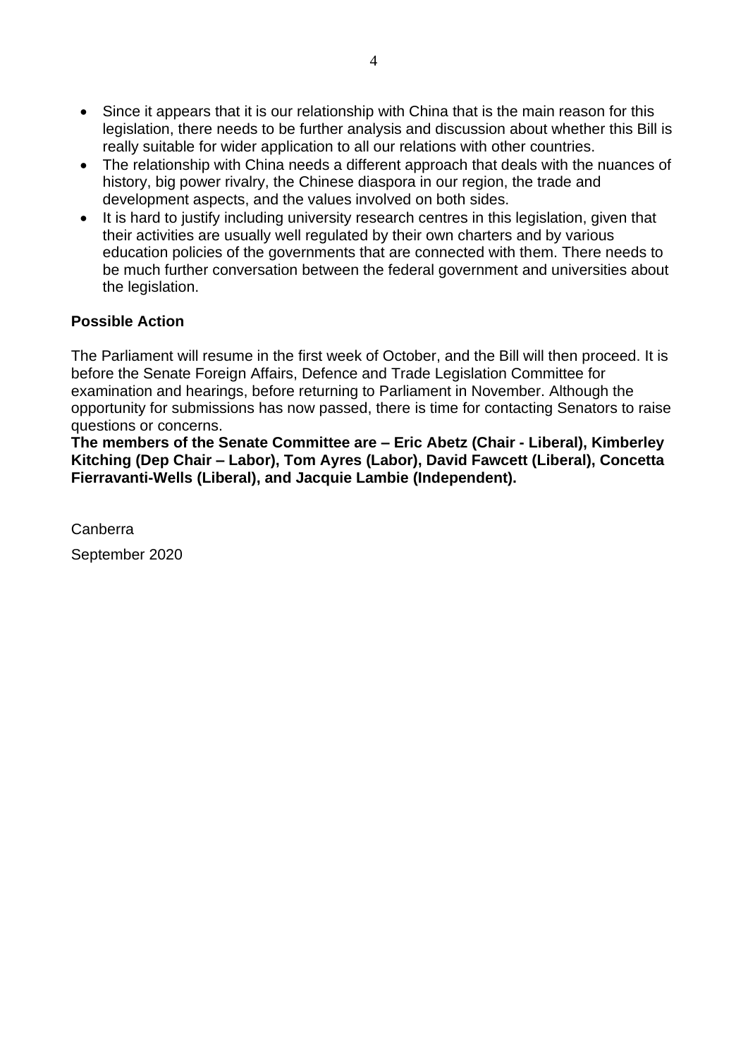- Since it appears that it is our relationship with China that is the main reason for this legislation, there needs to be further analysis and discussion about whether this Bill is really suitable for wider application to all our relations with other countries.
- The relationship with China needs a different approach that deals with the nuances of history, big power rivalry, the Chinese diaspora in our region, the trade and development aspects, and the values involved on both sides.
- It is hard to justify including university research centres in this legislation, given that their activities are usually well regulated by their own charters and by various education policies of the governments that are connected with them. There needs to be much further conversation between the federal government and universities about the legislation.

**Possible Action**

The Parliament will resume in the first week of October, and the Bill will then proceed. It is before the Senate Foreign Affairs, Defence and Trade Legislation Committee for examination and hearings, before returning to Parliament in November. Although the opportunity for submissions has now passed, there is time for contacting Senators to raise questions or concerns.

**The members of the Senate Committee are – Eric Abetz (Chair - Liberal), Kimberley Kitching (Dep Chair – Labor), Tom Ayres (Labor), David Fawcett (Liberal), Concetta Fierravanti-Wells (Liberal), and Jacquie Lambie (Independent).**

Canberra

September 2020